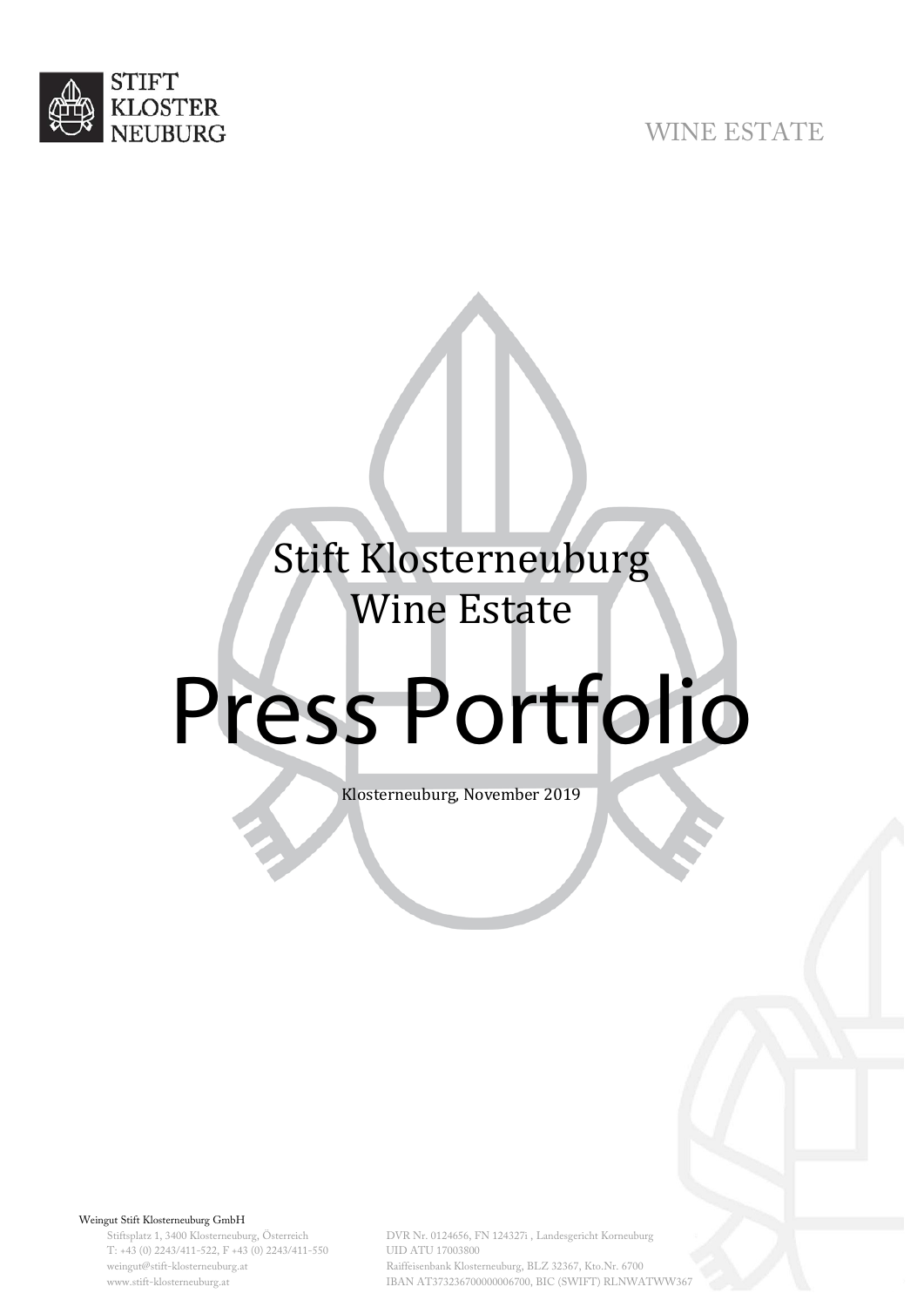STIFT KLOSTER NEUBURG

WINE ESTATE

# Stift Klosterneuburg Wine Estate

# Press Portfolio

Klosterneuburg, November 2019

Weingut Stift Klosterneuburg GmbH
Stiftsplatz 1, 3400 Klosterneuburg, Österreich
T: +43 (0) 2243/411-522, F +43 (0) 2243/411-550
weingut@stift-klosterneuburg.at
www.stift-klosterneuburg.at

DVR Nr. 0124656, FN 124327i , Landesgericht Korneuburg
UID ATU 17003800
Raiffeisenbank Klosterneuburg, BLZ 32367, Kto.Nr. 6700
IBAN AT373236700000006700, BIC (SWIFT) RLNWATWW367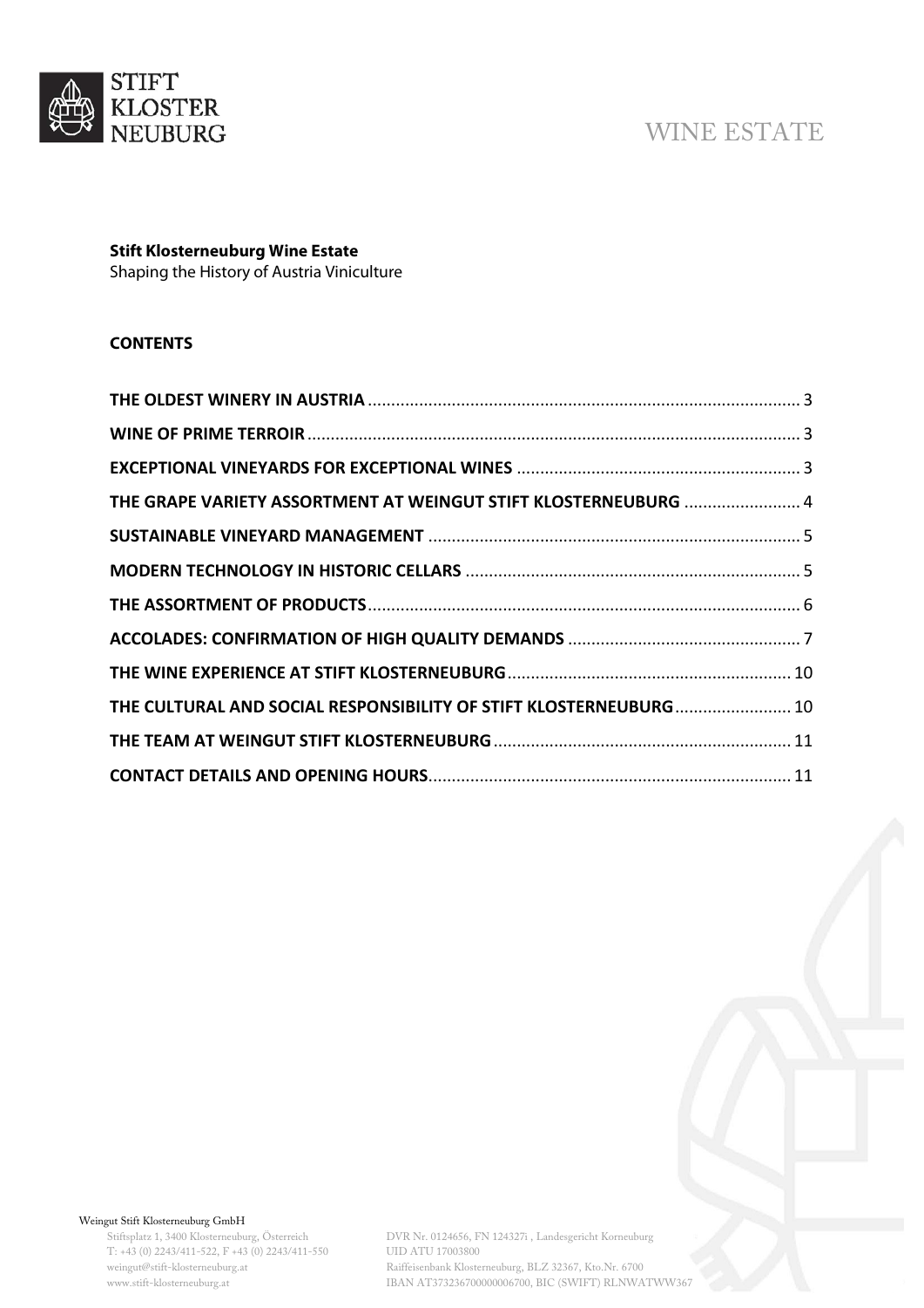WINE ESTATE

**Stift Klosterneuburg Wine Estate**
Shaping the History of Austria Viniculture

**CONTENTS**

| | |
|---|---|
| **THE OLDEST WINERY IN AUSTRIA** | 3 |
| **WINE OF PRIME TERROIR** | 3 |
| **EXCEPTIONAL VINEYARDS FOR EXCEPTIONAL WINES** | 3 |
| **THE GRAPE VARIETY ASSORTMENT AT WEINGUT STIFT KLOSTERNEUBURG** | 4 |
| **SUSTAINABLE VINEYARD MANAGEMENT** | 5 |
| **MODERN TECHNOLOGY IN HISTORIC CELLARS** | 5 |
| **THE ASSORTMENT OF PRODUCTS** | 6 |
| **ACCOLADES: CONFIRMATION OF HIGH QUALITY DEMANDS** | 7 |
| **THE WINE EXPERIENCE AT STIFT KLOSTERNEUBURG** | 10 |
| **THE CULTURAL AND SOCIAL RESPONSIBILITY OF STIFT KLOSTERNEUBURG** | 10 |
| **THE TEAM AT WEINGUT STIFT KLOSTERNEUBURG** | 11 |
| **CONTACT DETAILS AND OPENING HOURS** | 11 |

Weingut Stift Klosterneuburg GmbH
Stiftsplatz 1, 3400 Klosterneuburg, Österreich
T: +43 (0) 2243/411-522, F +43 (0) 2243/411-550
weingut@stift-klosterneuburg.at
www.stift-klosterneuburg.at

DVR Nr. 0124656, FN 124327i , Landesgericht Korneuburg
UID ATU 17003800
Raiffeisenbank Klosterneuburg, BLZ 32367, Kto.Nr. 6700
IBAN AT373236700000006700, BIC (SWIFT) RLNWATWW367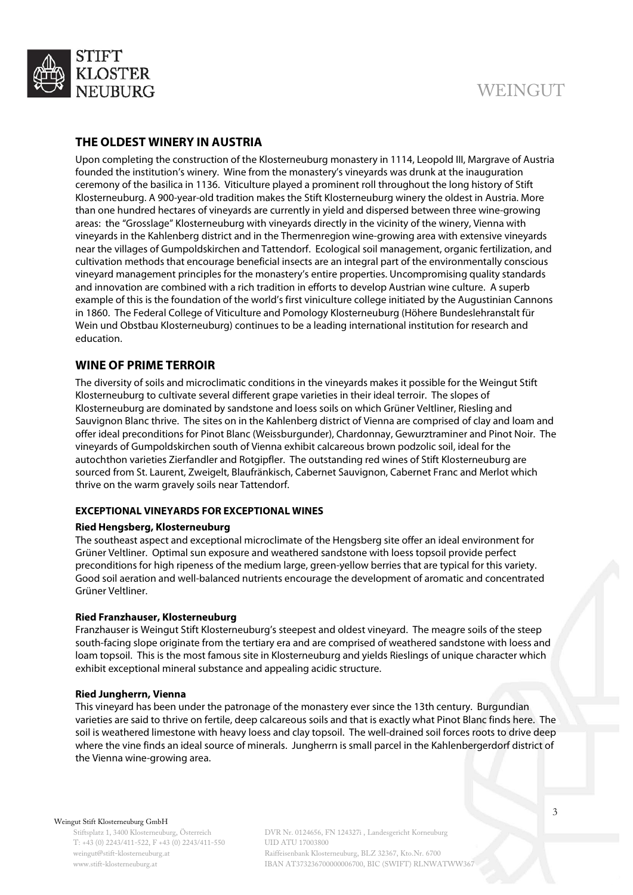## THE OLDEST WINERY IN AUSTRIA

Upon completing the construction of the Klosterneuburg monastery in 1114, Leopold III, Margrave of Austria founded the institution's winery. Wine from the monastery's vineyards was drunk at the inauguration ceremony of the basilica in 1136. Viticulture played a prominent roll throughout the long history of Stift Klosterneuburg. A 900-year-old tradition makes the Stift Klosterneuburg winery the oldest in Austria. More than one hundred hectares of vineyards are currently in yield and dispersed between three wine-growing areas: the "Grosslage" Klosterneuburg with vineyards directly in the vicinity of the winery, Vienna with vineyards in the Kahlenberg district and in the Thermenregion wine-growing area with extensive vineyards near the villages of Gumpoldskirchen and Tattendorf. Ecological soil management, organic fertilization, and cultivation methods that encourage beneficial insects are an integral part of the environmentally conscious vineyard management principles for the monastery's entire properties. Uncompromising quality standards and innovation are combined with a rich tradition in efforts to develop Austrian wine culture. A superb example of this is the foundation of the world's first viniculture college initiated by the Augustinian Cannons in 1860. The Federal College of Viticulture and Pomology Klosterneuburg (Höhere Bundeslehranstalt für Wein und Obstbau Klosterneuburg) continues to be a leading international institution for research and education.

## WINE OF PRIME TERROIR

The diversity of soils and microclimatic conditions in the vineyards makes it possible for the Weingut Stift Klosterneuburg to cultivate several different grape varieties in their ideal terroir. The slopes of Klosterneuburg are dominated by sandstone and loess soils on which Grüner Veltliner, Riesling and Sauvignon Blanc thrive. The sites on in the Kahlenberg district of Vienna are comprised of clay and loam and offer ideal preconditions for Pinot Blanc (Weissburgunder), Chardonnay, Gewurztraminer and Pinot Noir. The vineyards of Gumpoldskirchen south of Vienna exhibit calcareous brown podzolic soil, ideal for the autochthon varieties Zierfandler and Rotgipfler. The outstanding red wines of Stift Klosterneuburg are sourced from St. Laurent, Zweigelt, Blaufränkisch, Cabernet Sauvignon, Cabernet Franc and Merlot which thrive on the warm gravely soils near Tattendorf.

### EXCEPTIONAL VINEYARDS FOR EXCEPTIONAL WINES

**Ried Hengsberg, Klosterneuburg**

The southeast aspect and exceptional microclimate of the Hengsberg site offer an ideal environment for Grüner Veltliner. Optimal sun exposure and weathered sandstone with loess topsoil provide perfect preconditions for high ripeness of the medium large, green-yellow berries that are typical for this variety. Good soil aeration and well-balanced nutrients encourage the development of aromatic and concentrated Grüner Veltliner.

**Ried Franzhauser, Klosterneuburg**

Franzhauser is Weingut Stift Klosterneuburg's steepest and oldest vineyard. The meagre soils of the steep south-facing slope originate from the tertiary era and are comprised of weathered sandstone with loess and loam topsoil. This is the most famous site in Klosterneuburg and yields Rieslings of unique character which exhibit exceptional mineral substance and appealing acidic structure.

**Ried Jungherrn, Vienna**

This vineyard has been under the patronage of the monastery ever since the 13th century. Burgundian varieties are said to thrive on fertile, deep calcareous soils and that is exactly what Pinot Blanc finds here. The soil is weathered limestone with heavy loess and clay topsoil. The well-drained soil forces roots to drive deep where the vine finds an ideal source of minerals. Jungherrn is small parcel in the Kahlenbergerdorf district of the Vienna wine-growing area.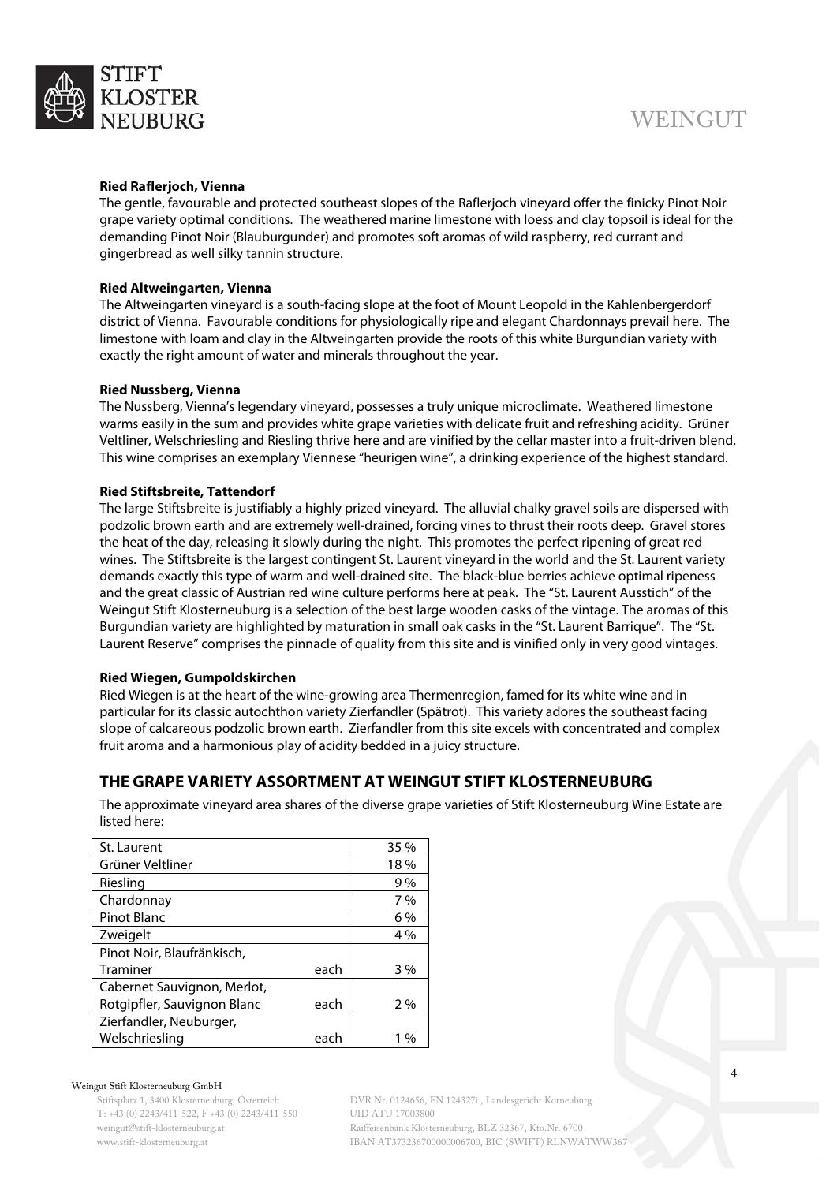**Ried Raflerjoch, Vienna**

The gentle, favourable and protected southeast slopes of the Raflerjoch vineyard offer the finicky Pinot Noir grape variety optimal conditions. The weathered marine limestone with loess and clay topsoil is ideal for the demanding Pinot Noir (Blauburgunder) and promotes soft aromas of wild raspberry, red currant and gingerbread as well silky tannin structure.

**Ried Altweingarten, Vienna**

The Altweingarten vineyard is a south-facing slope at the foot of Mount Leopold in the Kahlenbergerdorf district of Vienna. Favourable conditions for physiologically ripe and elegant Chardonnays prevail here. The limestone with loam and clay in the Altweingarten provide the roots of this white Burgundian variety with exactly the right amount of water and minerals throughout the year.

**Ried Nussberg, Vienna**

The Nussberg, Vienna's legendary vineyard, possesses a truly unique microclimate. Weathered limestone warms easily in the sum and provides white grape varieties with delicate fruit and refreshing acidity. Grüner Veltliner, Welschriesling and Riesling thrive here and are vinified by the cellar master into a fruit-driven blend. This wine comprises an exemplary Viennese "heurigen wine", a drinking experience of the highest standard.

**Ried Stiftsbreite, Tattendorf**

The large Stiftsbreite is justifiably a highly prized vineyard. The alluvial chalky gravel soils are dispersed with podzolic brown earth and are extremely well-drained, forcing vines to thrust their roots deep. Gravel stores the heat of the day, releasing it slowly during the night. This promotes the perfect ripening of great red wines. The Stiftsbreite is the largest contingent St. Laurent vineyard in the world and the St. Laurent variety demands exactly this type of warm and well-drained site. The black-blue berries achieve optimal ripeness and the great classic of Austrian red wine culture performs here at peak. The "St. Laurent Ausstich" of the Weingut Stift Klosterneuburg is a selection of the best large wooden casks of the vintage. The aromas of this Burgundian variety are highlighted by maturation in small oak casks in the "St. Laurent Barrique". The "St. Laurent Reserve" comprises the pinnacle of quality from this site and is vinified only in very good vintages.

**Ried Wiegen, Gumpoldskirchen**

Ried Wiegen is at the heart of the wine-growing area Thermenregion, famed for its white wine and in particular for its classic autochthon variety Zierfandler (Spätrot). This variety adores the southeast facing slope of calcareous podzolic brown earth. Zierfandler from this site excels with concentrated and complex fruit aroma and a harmonious play of acidity bedded in a juicy structure.

## THE GRAPE VARIETY ASSORTMENT AT WEINGUT STIFT KLOSTERNEUBURG

The approximate vineyard area shares of the diverse grape varieties of Stift Klosterneuburg Wine Estate are listed here:

| Variety | | Share |
|---|---|---|
| St. Laurent | | 35 % |
| Grüner Veltliner | | 18 % |
| Riesling | | 9 % |
| Chardonnay | | 7 % |
| Pinot Blanc | | 6 % |
| Zweigelt | | 4 % |
| Pinot Noir, Blaufränkisch, Traminer | each | 3 % |
| Cabernet Sauvignon, Merlot, Rotgipfler, Sauvignon Blanc | each | 2 % |
| Zierfandler, Neuburger, Welschriesling | each | 1 % |

Weingut Stift Klosterneuburg GmbH
Stiftsplatz 1, 3400 Klosterneuburg, Österreich
T: +43 (0) 2243/411-522, F +43 (0) 2243/411-550
weingut@stift-klosterneuburg.at
www.stift-klosterneuburg.at

DVR Nr. 0124656, FN 124327i , Landesgericht Korneuburg
UID ATU 17003800
Raiffeisenbank Klosterneuburg, BLZ 32367, Kto.Nr. 6700
IBAN AT373236700000006700, BIC (SWIFT) RLNWATWW367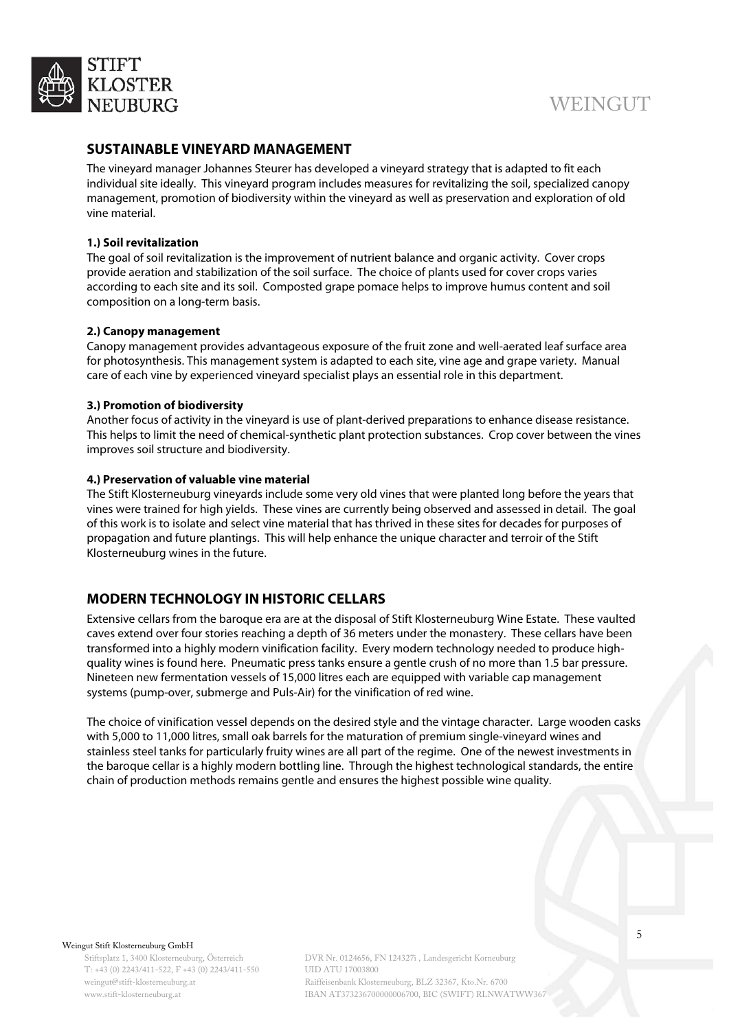## SUSTAINABLE VINEYARD MANAGEMENT

The vineyard manager Johannes Steurer has developed a vineyard strategy that is adapted to fit each individual site ideally. This vineyard program includes measures for revitalizing the soil, specialized canopy management, promotion of biodiversity within the vineyard as well as preservation and exploration of old vine material.

**1.) Soil revitalization**

The goal of soil revitalization is the improvement of nutrient balance and organic activity. Cover crops provide aeration and stabilization of the soil surface. The choice of plants used for cover crops varies according to each site and its soil. Composted grape pomace helps to improve humus content and soil composition on a long-term basis.

**2.) Canopy management**

Canopy management provides advantageous exposure of the fruit zone and well-aerated leaf surface area for photosynthesis. This management system is adapted to each site, vine age and grape variety. Manual care of each vine by experienced vineyard specialist plays an essential role in this department.

**3.) Promotion of biodiversity**

Another focus of activity in the vineyard is use of plant-derived preparations to enhance disease resistance. This helps to limit the need of chemical-synthetic plant protection substances. Crop cover between the vines improves soil structure and biodiversity.

**4.) Preservation of valuable vine material**

The Stift Klosterneuburg vineyards include some very old vines that were planted long before the years that vines were trained for high yields. These vines are currently being observed and assessed in detail. The goal of this work is to isolate and select vine material that has thrived in these sites for decades for purposes of propagation and future plantings. This will help enhance the unique character and terroir of the Stift Klosterneuburg wines in the future.

## MODERN TECHNOLOGY IN HISTORIC CELLARS

Extensive cellars from the baroque era are at the disposal of Stift Klosterneuburg Wine Estate. These vaulted caves extend over four stories reaching a depth of 36 meters under the monastery. These cellars have been transformed into a highly modern vinification facility. Every modern technology needed to produce high-quality wines is found here. Pneumatic press tanks ensure a gentle crush of no more than 1.5 bar pressure. Nineteen new fermentation vessels of 15,000 litres each are equipped with variable cap management systems (pump-over, submerge and Puls-Air) for the vinification of red wine.

The choice of vinification vessel depends on the desired style and the vintage character. Large wooden casks with 5,000 to 11,000 litres, small oak barrels for the maturation of premium single-vineyard wines and stainless steel tanks for particularly fruity wines are all part of the regime. One of the newest investments in the baroque cellar is a highly modern bottling line. Through the highest technological standards, the entire chain of production methods remains gentle and ensures the highest possible wine quality.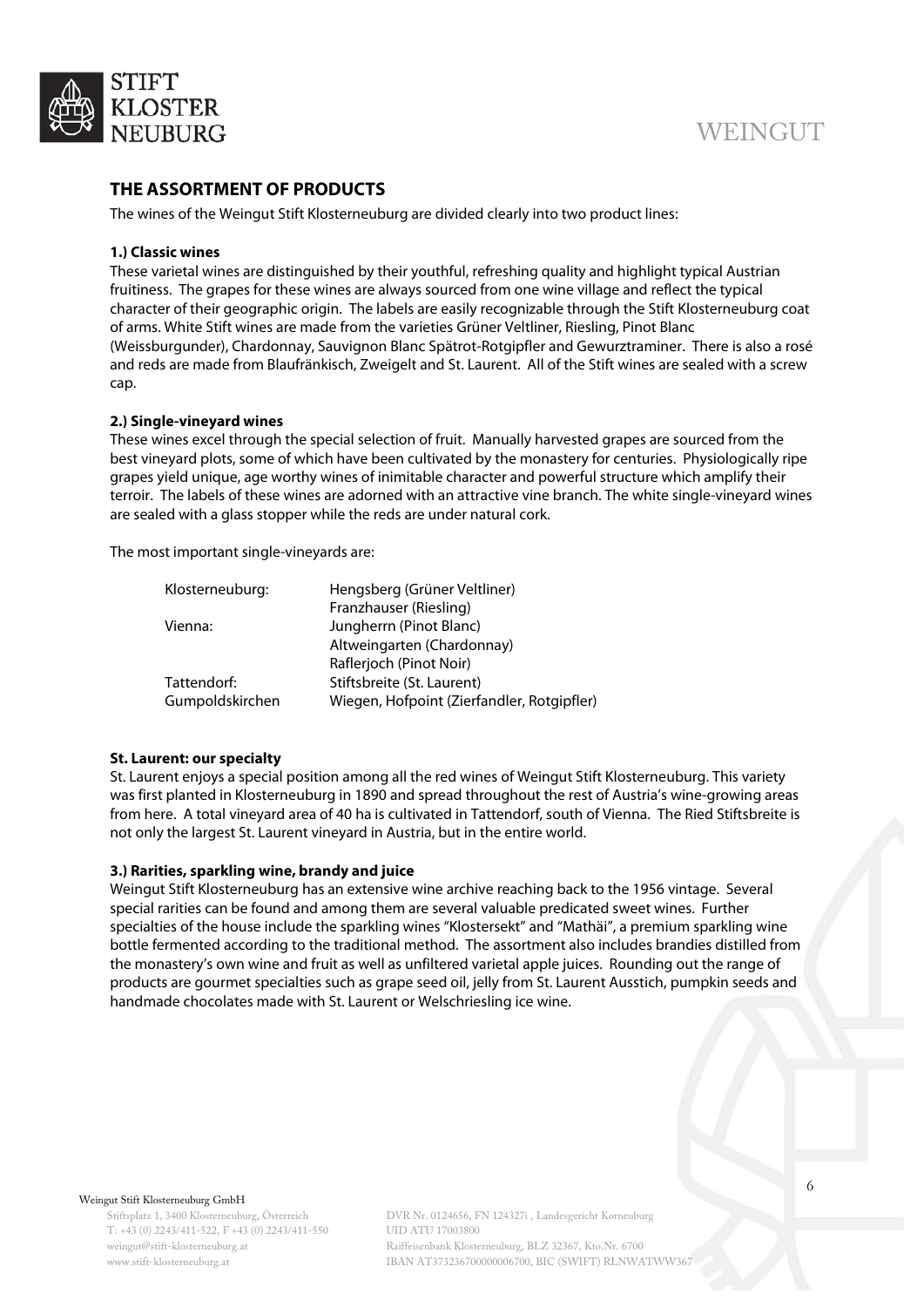## THE ASSORTMENT OF PRODUCTS

The wines of the Weingut Stift Klosterneuburg are divided clearly into two product lines:

### 1.) Classic wines

These varietal wines are distinguished by their youthful, refreshing quality and highlight typical Austrian fruitiness. The grapes for these wines are always sourced from one wine village and reflect the typical character of their geographic origin. The labels are easily recognizable through the Stift Klosterneuburg coat of arms. White Stift wines are made from the varieties Grüner Veltliner, Riesling, Pinot Blanc (Weissburgunder), Chardonnay, Sauvignon Blanc Spätrot-Rotgipfler and Gewurztraminer. There is also a rosé and reds are made from Blaufränkisch, Zweigelt and St. Laurent. All of the Stift wines are sealed with a screw cap.

### 2.) Single-vineyard wines

These wines excel through the special selection of fruit. Manually harvested grapes are sourced from the best vineyard plots, some of which have been cultivated by the monastery for centuries. Physiologically ripe grapes yield unique, age worthy wines of inimitable character and powerful structure which amplify their terroir. The labels of these wines are adorned with an attractive vine branch. The white single-vineyard wines are sealed with a glass stopper while the reds are under natural cork.

The most important single-vineyards are:

| | |
|---|---|
| Klosterneuburg: | Hengsberg (Grüner Veltliner) |
| | Franzhauser (Riesling) |
| Vienna: | Jungherrn (Pinot Blanc) |
| | Altweingarten (Chardonnay) |
| | Raflerjoch (Pinot Noir) |
| Tattendorf: | Stiftsbreite (St. Laurent) |
| Gumpoldskirchen | Wiegen, Hofpoint (Zierfandler, Rotgipfler) |

### St. Laurent: our specialty

St. Laurent enjoys a special position among all the red wines of Weingut Stift Klosterneuburg. This variety was first planted in Klosterneuburg in 1890 and spread throughout the rest of Austria's wine-growing areas from here. A total vineyard area of 40 ha is cultivated in Tattendorf, south of Vienna. The Ried Stiftsbreite is not only the largest St. Laurent vineyard in Austria, but in the entire world.

### 3.) Rarities, sparkling wine, brandy and juice

Weingut Stift Klosterneuburg has an extensive wine archive reaching back to the 1956 vintage. Several special rarities can be found and among them are several valuable predicated sweet wines. Further specialties of the house include the sparkling wines "Klostersekt" and "Mathäi", a premium sparkling wine bottle fermented according to the traditional method. The assortment also includes brandies distilled from the monastery's own wine and fruit as well as unfiltered varietal apple juices. Rounding out the range of products are gourmet specialties such as grape seed oil, jelly from St. Laurent Ausstich, pumpkin seeds and handmade chocolates made with St. Laurent or Welschriesling ice wine.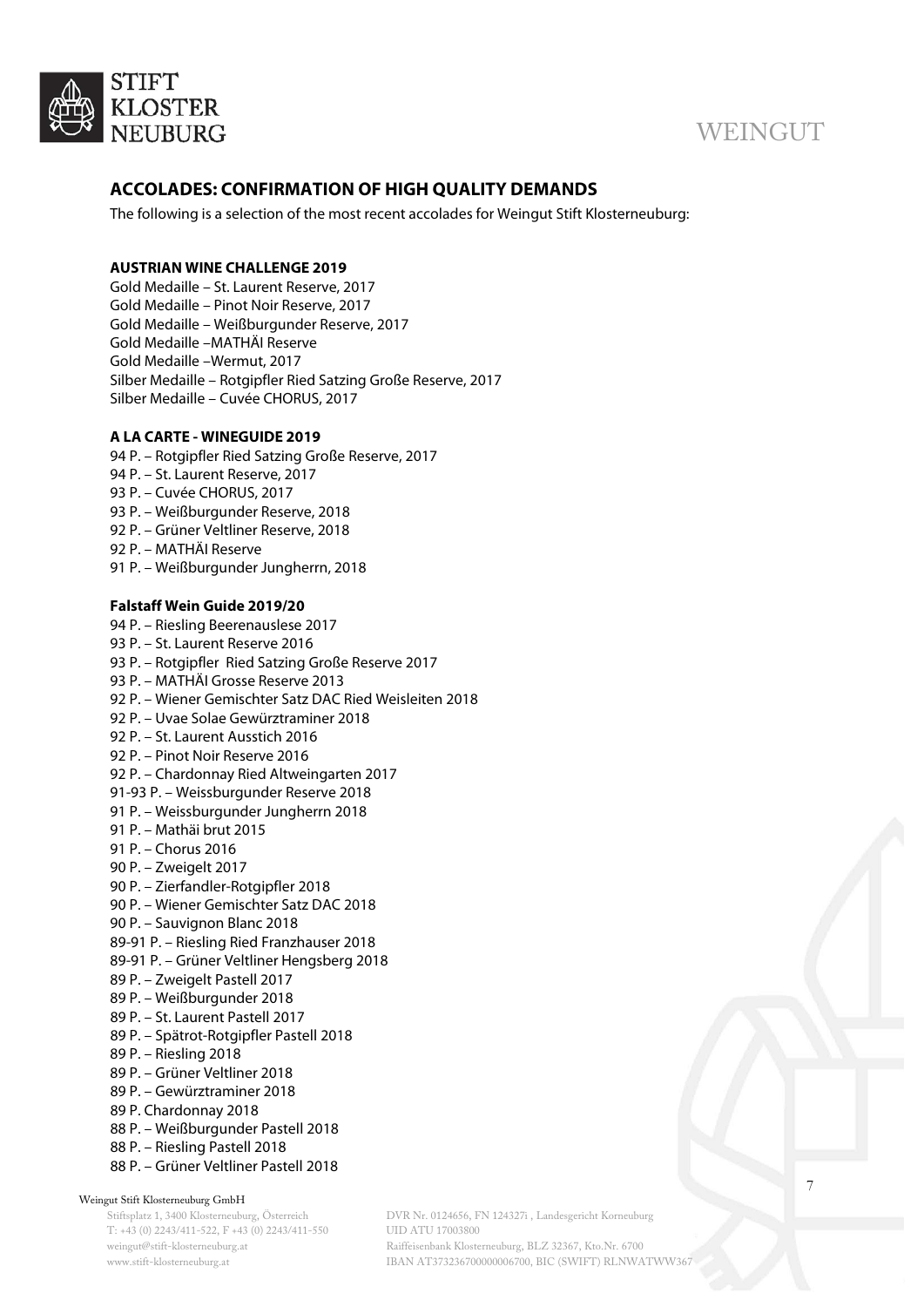## ACCOLADES: CONFIRMATION OF HIGH QUALITY DEMANDS

The following is a selection of the most recent accolades for Weingut Stift Klosterneuburg:

### AUSTRIAN WINE CHALLENGE 2019

Gold Medaille – St. Laurent Reserve, 2017
Gold Medaille – Pinot Noir Reserve, 2017
Gold Medaille – Weißburgunder Reserve, 2017
Gold Medaille –MATHÄI Reserve
Gold Medaille –Wermut, 2017
Silber Medaille – Rotgipfler Ried Satzing Große Reserve, 2017
Silber Medaille – Cuvée CHORUS, 2017

### A LA CARTE - WINEGUIDE 2019

94 P. – Rotgipfler Ried Satzing Große Reserve, 2017
94 P. – St. Laurent Reserve, 2017
93 P. – Cuvée CHORUS, 2017
93 P. – Weißburgunder Reserve, 2018
92 P. – Grüner Veltliner Reserve, 2018
92 P. – MATHÄI Reserve
91 P. – Weißburgunder Jungherrn, 2018

### Falstaff Wein Guide 2019/20

94 P. – Riesling Beerenauslese 2017
93 P. – St. Laurent Reserve 2016
93 P. – Rotgipfler Ried Satzing Große Reserve 2017
93 P. – MATHÄI Grosse Reserve 2013
92 P. – Wiener Gemischter Satz DAC Ried Weisleiten 2018
92 P. – Uvae Solae Gewürztraminer 2018
92 P. – St. Laurent Ausstich 2016
92 P. – Pinot Noir Reserve 2016
92 P. – Chardonnay Ried Altweingarten 2017
91-93 P. – Weissburgunder Reserve 2018
91 P. – Weissburgunder Jungherrn 2018
91 P. – Mathäi brut 2015
91 P. – Chorus 2016
90 P. – Zweigelt 2017
90 P. – Zierfandler-Rotgipfler 2018
90 P. – Wiener Gemischter Satz DAC 2018
90 P. – Sauvignon Blanc 2018
89-91 P. – Riesling Ried Franzhauser 2018
89-91 P. – Grüner Veltliner Hengsberg 2018
89 P. – Zweigelt Pastell 2017
89 P. – Weißburgunder 2018
89 P. – St. Laurent Pastell 2017
89 P. – Spätrot-Rotgipfler Pastell 2018
89 P. – Riesling 2018
89 P. – Grüner Veltliner 2018
89 P. – Gewürztraminer 2018
89 P. Chardonnay 2018
88 P. – Weißburgunder Pastell 2018
88 P. – Riesling Pastell 2018
88 P. – Grüner Veltliner Pastell 2018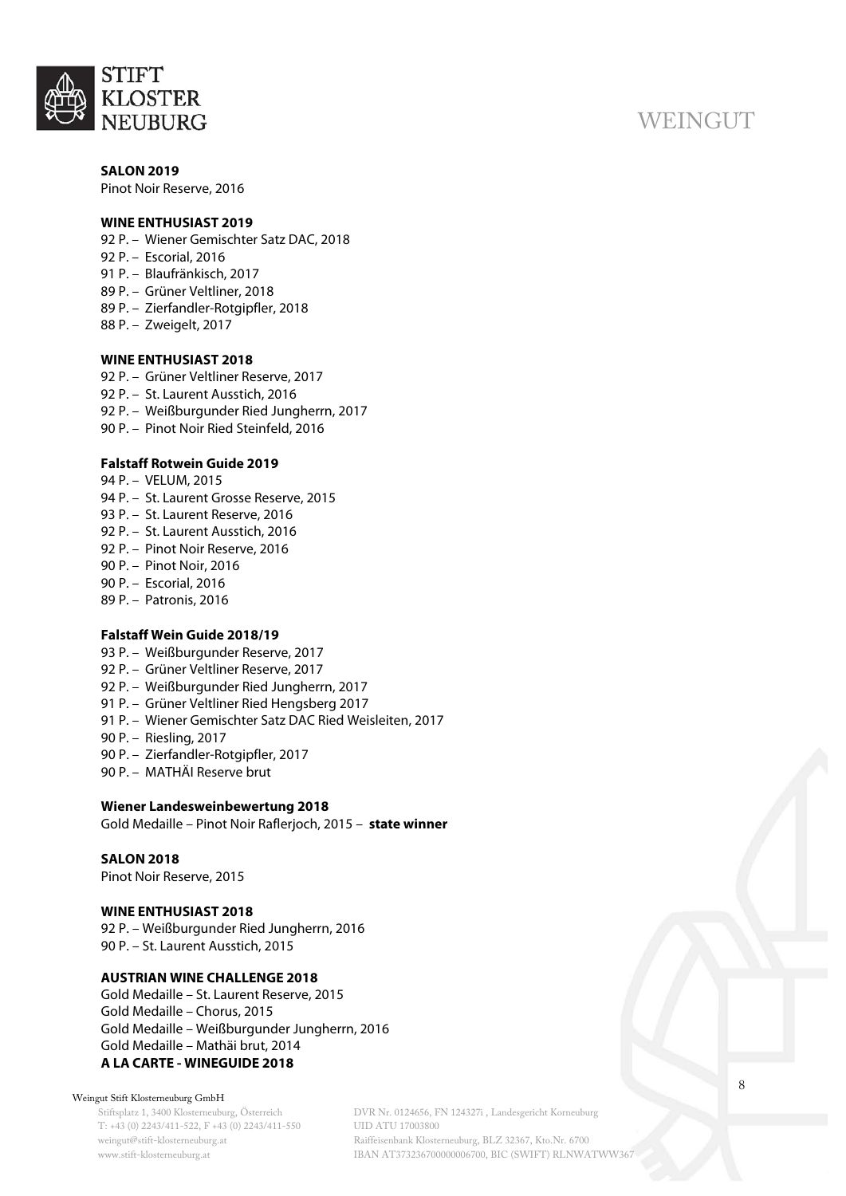**SALON 2019**

Pinot Noir Reserve, 2016

**WINE ENTHUSIAST 2019**

92 P. – Wiener Gemischter Satz DAC, 2018
92 P. – Escorial, 2016
91 P. – Blaufränkisch, 2017
89 P. – Grüner Veltliner, 2018
89 P. – Zierfandler-Rotgipfler, 2018
88 P. – Zweigelt, 2017

**WINE ENTHUSIAST 2018**

92 P. – Grüner Veltliner Reserve, 2017
92 P. – St. Laurent Ausstich, 2016
92 P. – Weißburgunder Ried Jungherrn, 2017
90 P. – Pinot Noir Ried Steinfeld, 2016

**Falstaff Rotwein Guide 2019**

94 P. – VELUM, 2015
94 P. – St. Laurent Grosse Reserve, 2015
93 P. – St. Laurent Reserve, 2016
92 P. – St. Laurent Ausstich, 2016
92 P. – Pinot Noir Reserve, 2016
90 P. – Pinot Noir, 2016
90 P. – Escorial, 2016
89 P. – Patronis, 2016

**Falstaff Wein Guide 2018/19**

93 P. – Weißburgunder Reserve, 2017
92 P. – Grüner Veltliner Reserve, 2017
92 P. – Weißburgunder Ried Jungherrn, 2017
91 P. – Grüner Veltliner Ried Hengsberg 2017
91 P. – Wiener Gemischter Satz DAC Ried Weisleiten, 2017
90 P. – Riesling, 2017
90 P. – Zierfandler-Rotgipfler, 2017
90 P. – MATHÄI Reserve brut

**Wiener Landesweinbewertung 2018**

Gold Medaille – Pinot Noir Raflerjoch, 2015 – **state winner**

**SALON 2018**

Pinot Noir Reserve, 2015

**WINE ENTHUSIAST 2018**

92 P. – Weißburgunder Ried Jungherrn, 2016
90 P. – St. Laurent Ausstich, 2015

**AUSTRIAN WINE CHALLENGE 2018**

Gold Medaille – St. Laurent Reserve, 2015
Gold Medaille – Chorus, 2015
Gold Medaille – Weißburgunder Jungherrn, 2016
Gold Medaille – Mathäi brut, 2014

**A LA CARTE - WINEGUIDE 2018**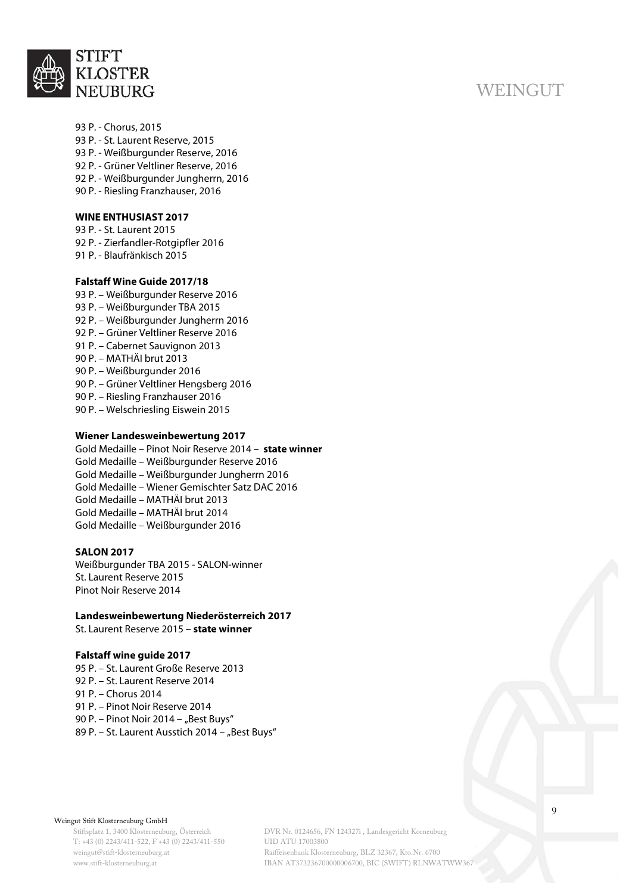93 P. - Chorus, 2015
93 P. - St. Laurent Reserve, 2015
93 P. - Weißburgunder Reserve, 2016
92 P. - Grüner Veltliner Reserve, 2016
92 P. - Weißburgunder Jungherrn, 2016
90 P. - Riesling Franzhauser, 2016

**WINE ENTHUSIAST 2017**

93 P. - St. Laurent 2015
92 P. - Zierfandler-Rotgipfler 2016
91 P. - Blaufränkisch 2015

**Falstaff Wine Guide 2017/18**

93 P. – Weißburgunder Reserve 2016
93 P. – Weißburgunder TBA 2015
92 P. – Weißburgunder Jungherrn 2016
92 P. – Grüner Veltliner Reserve 2016
91 P. – Cabernet Sauvignon 2013
90 P. – MATHÄI brut 2013
90 P. – Weißburgunder 2016
90 P. – Grüner Veltliner Hengsberg 2016
90 P. – Riesling Franzhauser 2016
90 P. – Welschriesling Eiswein 2015

**Wiener Landesweinbewertung 2017**

Gold Medaille – Pinot Noir Reserve 2014 – **state winner**
Gold Medaille – Weißburgunder Reserve 2016
Gold Medaille – Weißburgunder Jungherrn 2016
Gold Medaille – Wiener Gemischter Satz DAC 2016
Gold Medaille – MATHÄI brut 2013
Gold Medaille – MATHÄI brut 2014
Gold Medaille – Weißburgunder 2016

**SALON 2017**

Weißburgunder TBA 2015 - SALON-winner
St. Laurent Reserve 2015
Pinot Noir Reserve 2014

**Landesweinbewertung Niederösterreich 2017**

St. Laurent Reserve 2015 – **state winner**

**Falstaff wine guide 2017**

95 P. – St. Laurent Große Reserve 2013
92 P. – St. Laurent Reserve 2014
91 P. – Chorus 2014
91 P. – Pinot Noir Reserve 2014
90 P. – Pinot Noir 2014 – „Best Buys"
89 P. – St. Laurent Ausstich 2014 – „Best Buys"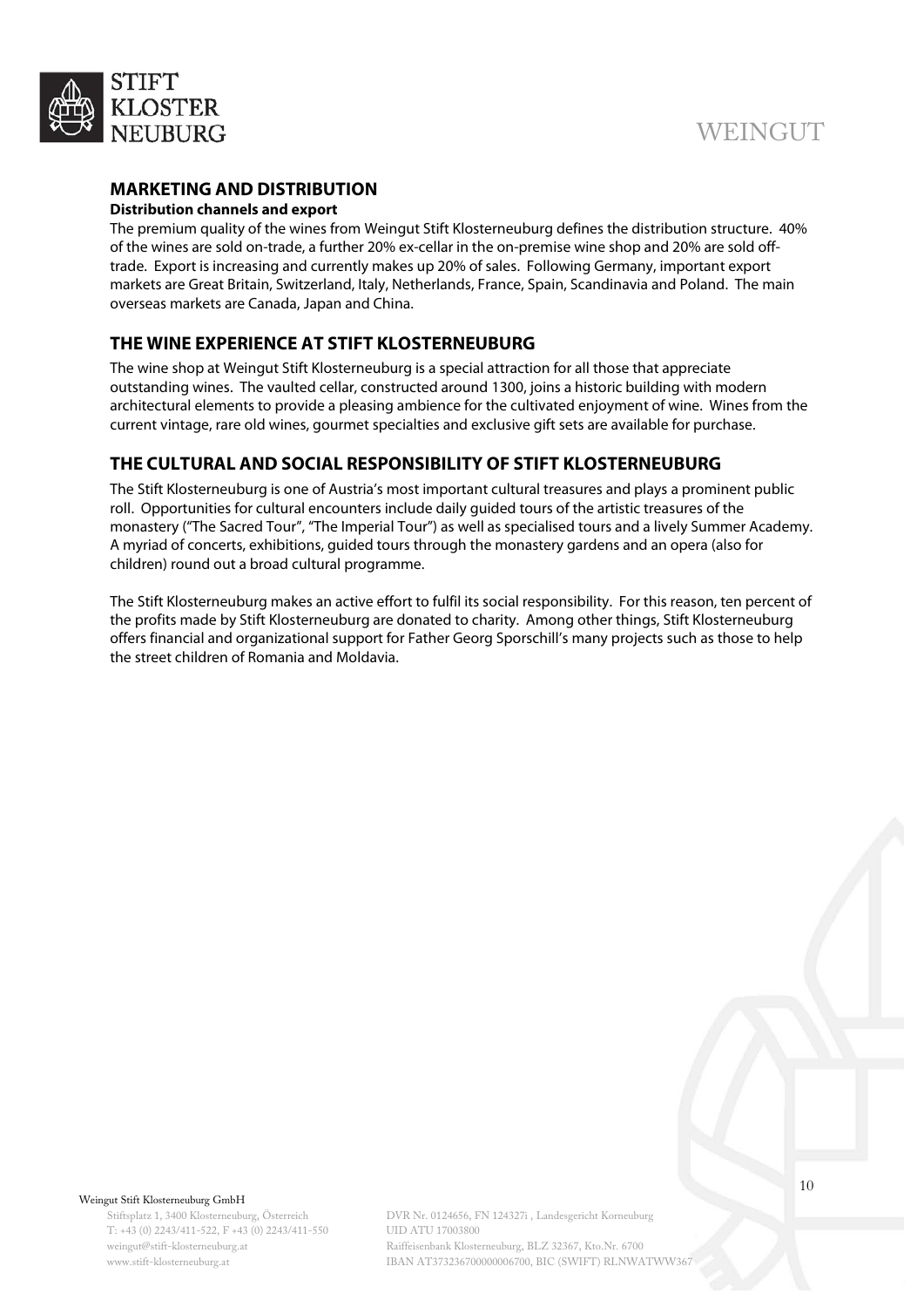## MARKETING AND DISTRIBUTION

**Distribution channels and export**

The premium quality of the wines from Weingut Stift Klosterneuburg defines the distribution structure. 40% of the wines are sold on-trade, a further 20% ex-cellar in the on-premise wine shop and 20% are sold off-trade. Export is increasing and currently makes up 20% of sales. Following Germany, important export markets are Great Britain, Switzerland, Italy, Netherlands, France, Spain, Scandinavia and Poland. The main overseas markets are Canada, Japan and China.

## THE WINE EXPERIENCE AT STIFT KLOSTERNEUBURG

The wine shop at Weingut Stift Klosterneuburg is a special attraction for all those that appreciate outstanding wines. The vaulted cellar, constructed around 1300, joins a historic building with modern architectural elements to provide a pleasing ambience for the cultivated enjoyment of wine. Wines from the current vintage, rare old wines, gourmet specialties and exclusive gift sets are available for purchase.

## THE CULTURAL AND SOCIAL RESPONSIBILITY OF STIFT KLOSTERNEUBURG

The Stift Klosterneuburg is one of Austria's most important cultural treasures and plays a prominent public roll. Opportunities for cultural encounters include daily guided tours of the artistic treasures of the monastery ("The Sacred Tour", "The Imperial Tour") as well as specialised tours and a lively Summer Academy. A myriad of concerts, exhibitions, guided tours through the monastery gardens and an opera (also for children) round out a broad cultural programme.

The Stift Klosterneuburg makes an active effort to fulfil its social responsibility. For this reason, ten percent of the profits made by Stift Klosterneuburg are donated to charity. Among other things, Stift Klosterneuburg offers financial and organizational support for Father Georg Sporschill's many projects such as those to help the street children of Romania and Moldavia.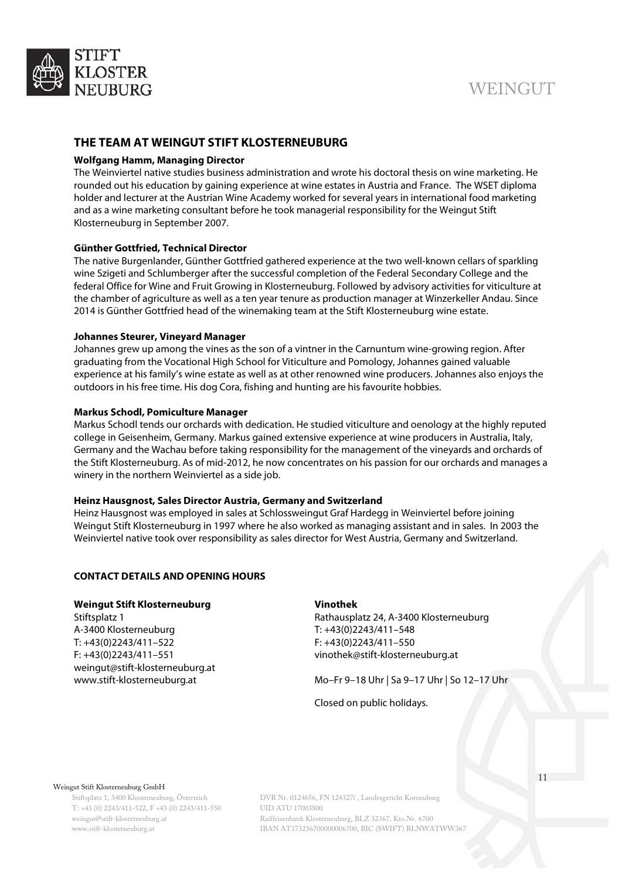## THE TEAM AT WEINGUT STIFT KLOSTERNEUBURG

**Wolfgang Hamm, Managing Director**

The Weinviertel native studies business administration and wrote his doctoral thesis on wine marketing. He rounded out his education by gaining experience at wine estates in Austria and France. The WSET diploma holder and lecturer at the Austrian Wine Academy worked for several years in international food marketing and as a wine marketing consultant before he took managerial responsibility for the Weingut Stift Klosterneuburg in September 2007.

**Günther Gottfried, Technical Director**

The native Burgenlander, Günther Gottfried gathered experience at the two well-known cellars of sparkling wine Szigeti and Schlumberger after the successful completion of the Federal Secondary College and the federal Office for Wine and Fruit Growing in Klosterneuburg. Followed by advisory activities for viticulture at the chamber of agriculture as well as a ten year tenure as production manager at Winzerkeller Andau. Since 2014 is Günther Gottfried head of the winemaking team at the Stift Klosterneuburg wine estate.

**Johannes Steurer, Vineyard Manager**

Johannes grew up among the vines as the son of a vintner in the Carnuntum wine-growing region. After graduating from the Vocational High School for Viticulture and Pomology, Johannes gained valuable experience at his family's wine estate as well as at other renowned wine producers. Johannes also enjoys the outdoors in his free time. His dog Cora, fishing and hunting are his favourite hobbies.

**Markus Schodl, Pomiculture Manager**

Markus Schodl tends our orchards with dedication. He studied viticulture and oenology at the highly reputed college in Geisenheim, Germany. Markus gained extensive experience at wine producers in Australia, Italy, Germany and the Wachau before taking responsibility for the management of the vineyards and orchards of the Stift Klosterneuburg. As of mid-2012, he now concentrates on his passion for our orchards and manages a winery in the northern Weinviertel as a side job.

**Heinz Hausgnost, Sales Director Austria, Germany and Switzerland**

Heinz Hausgnost was employed in sales at Schlossweingut Graf Hardegg in Weinviertel before joining Weingut Stift Klosterneuburg in 1997 where he also worked as managing assistant and in sales. In 2003 the Weinviertel native took over responsibility as sales director for West Austria, Germany and Switzerland.

### CONTACT DETAILS AND OPENING HOURS

**Weingut Stift Klosterneuburg**
Stiftsplatz 1
A-3400 Klosterneuburg
T: +43(0)2243/411–522
F: +43(0)2243/411–551
weingut@stift-klosterneuburg.at
www.stift-klosterneuburg.at

**Vinothek**
Rathausplatz 24, A-3400 Klosterneuburg
T: +43(0)2243/411–548
F: +43(0)2243/411–550
vinothek@stift-klosterneuburg.at

Mo–Fr 9–18 Uhr | Sa 9–17 Uhr | So 12–17 Uhr

Closed on public holidays.